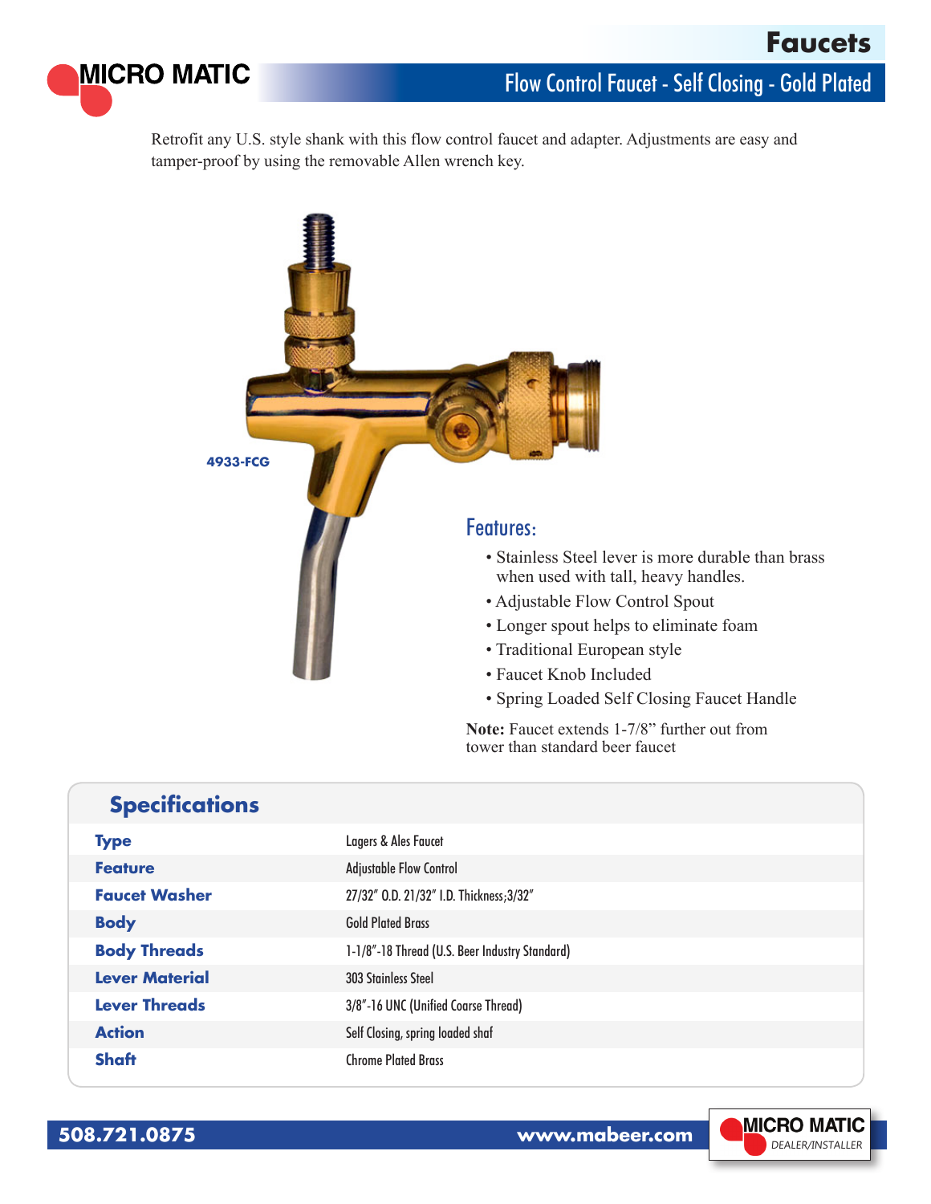# Faucets

## Flow Control Faucet - Self Closing - Gold Plated

Retrofit any U.S. style shank with this flow control faucet and adapter. Adjustments are easy and tamper-proof by using the removable Allen wrench key.

4933-FCG

### Features:

- Stainless Steel lever is more durable than brass when used with tall, heavy handles.
- Adjustable Flow Control Spout
- Longer spout helps to eliminate foam
- Traditional European style
- Faucet Knob Included
- Spring Loaded Self Closing Faucet Handle

**Note:** Faucet extends 1-7/8" further out from tower than standard beer faucet

## Specifications

| | |
|---|---|
| **Type** | Lagers & Ales Faucet |
| **Feature** | Adjustable Flow Control |
| **Faucet Washer** | 27/32" O.D. 21/32" I.D. Thickness;3/32" |
| **Body** | Gold Plated Brass |
| **Body Threads** | 1-1/8"-18 Thread (U.S. Beer Industry Standard) |
| **Lever Material** | 303 Stainless Steel |
| **Lever Threads** | 3/8"-16 UNC (Unified Coarse Thread) |
| **Action** | Self Closing, spring loaded shaf |
| **Shaft** | Chrome Plated Brass |

508.721.0875 www.mabeer.com

MICRO MATIC DEALER/INSTALLER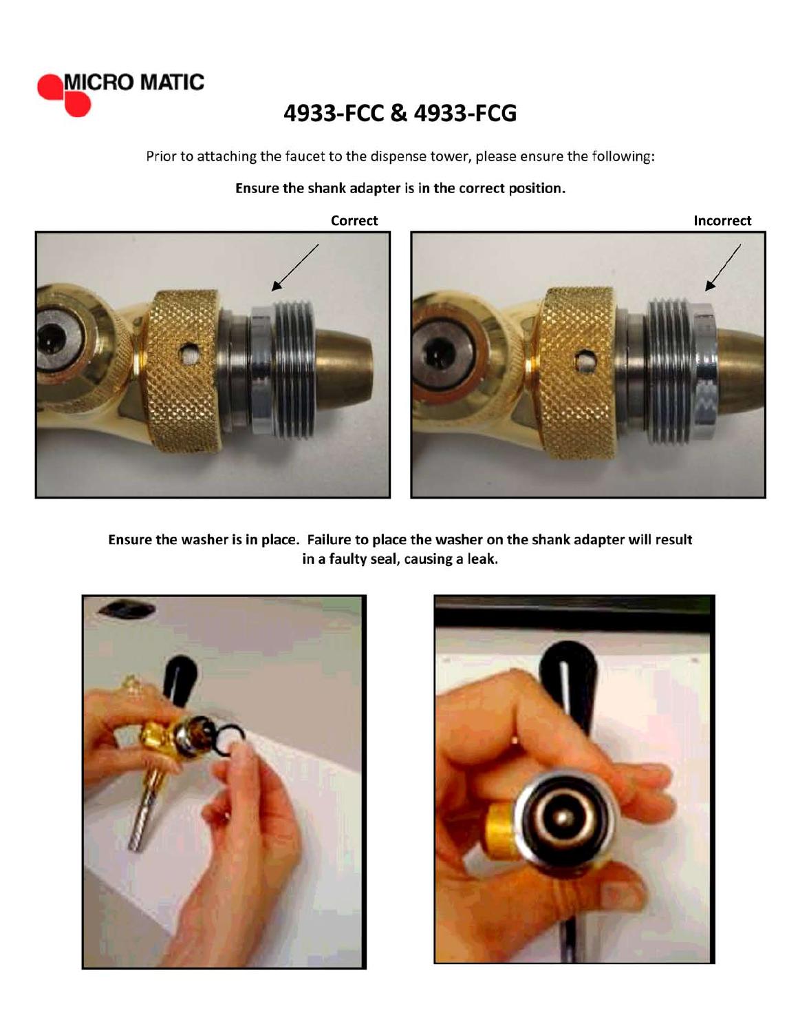# 4933-FCC & 4933-FCG

Prior to attaching the faucet to the dispense tower, please ensure the following:

**Ensure the shank adapter is in the correct position.**

**Correct**

**Incorrect**

**Ensure the washer is in place. Failure to place the washer on the shank adapter will result in a faulty seal, causing a leak.**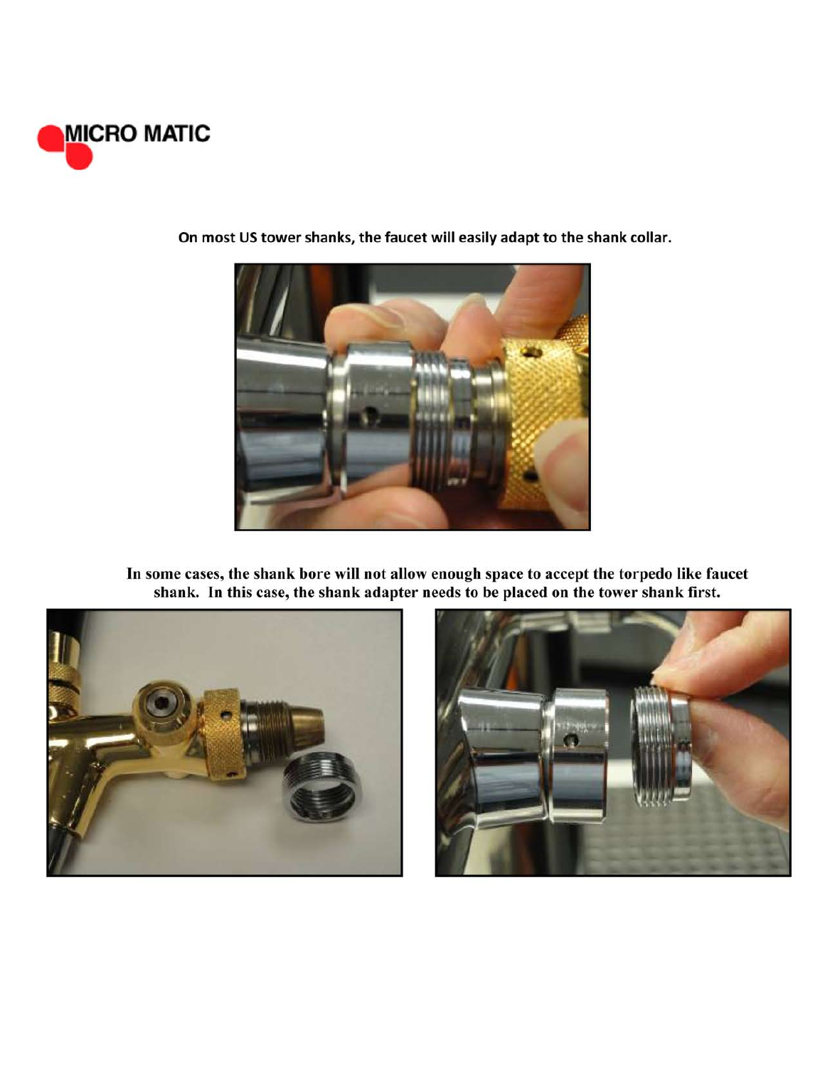On most US tower shanks, the faucet will easily adapt to the shank collar.

In some cases, the shank bore will not allow enough space to accept the torpedo like faucet shank. In this case, the shank adapter needs to be placed on the tower shank first.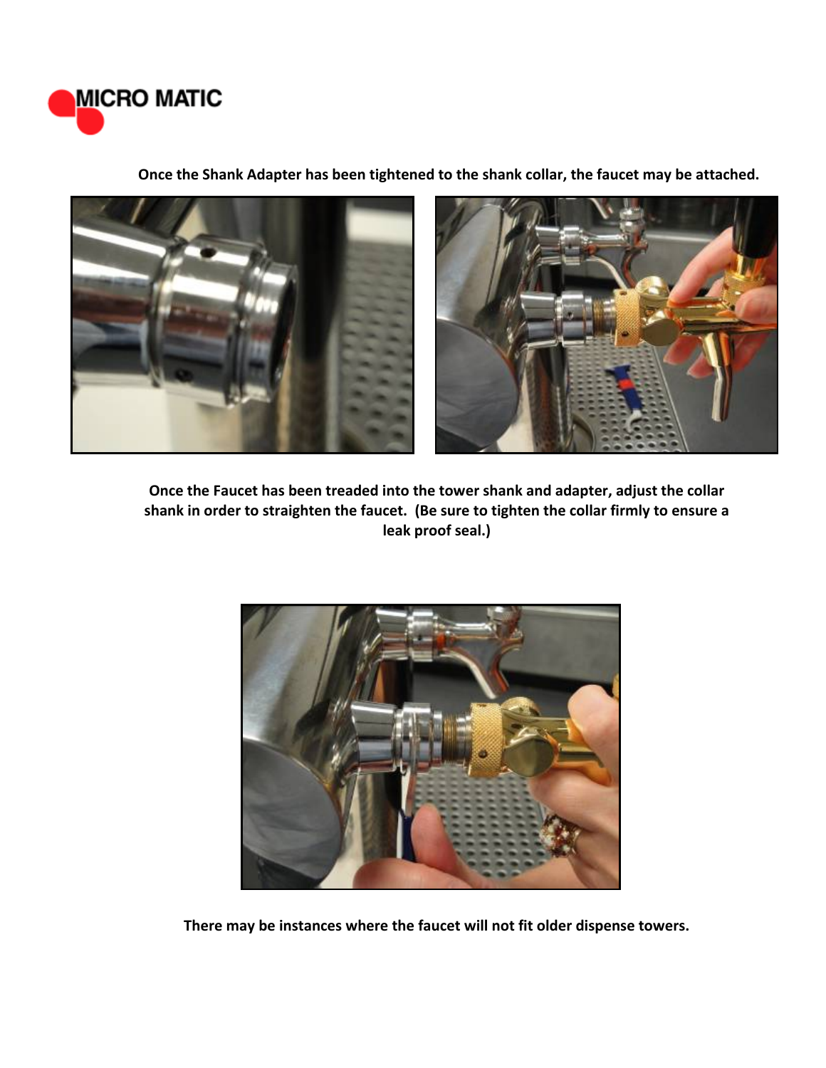**Once the Shank Adapter has been tightened to the shank collar, the faucet may be attached.**

**Once the Faucet has been treaded into the tower shank and adapter, adjust the collar shank in order to straighten the faucet. (Be sure to tighten the collar firmly to ensure a leak proof seal.)**

**There may be instances where the faucet will not fit older dispense towers.**